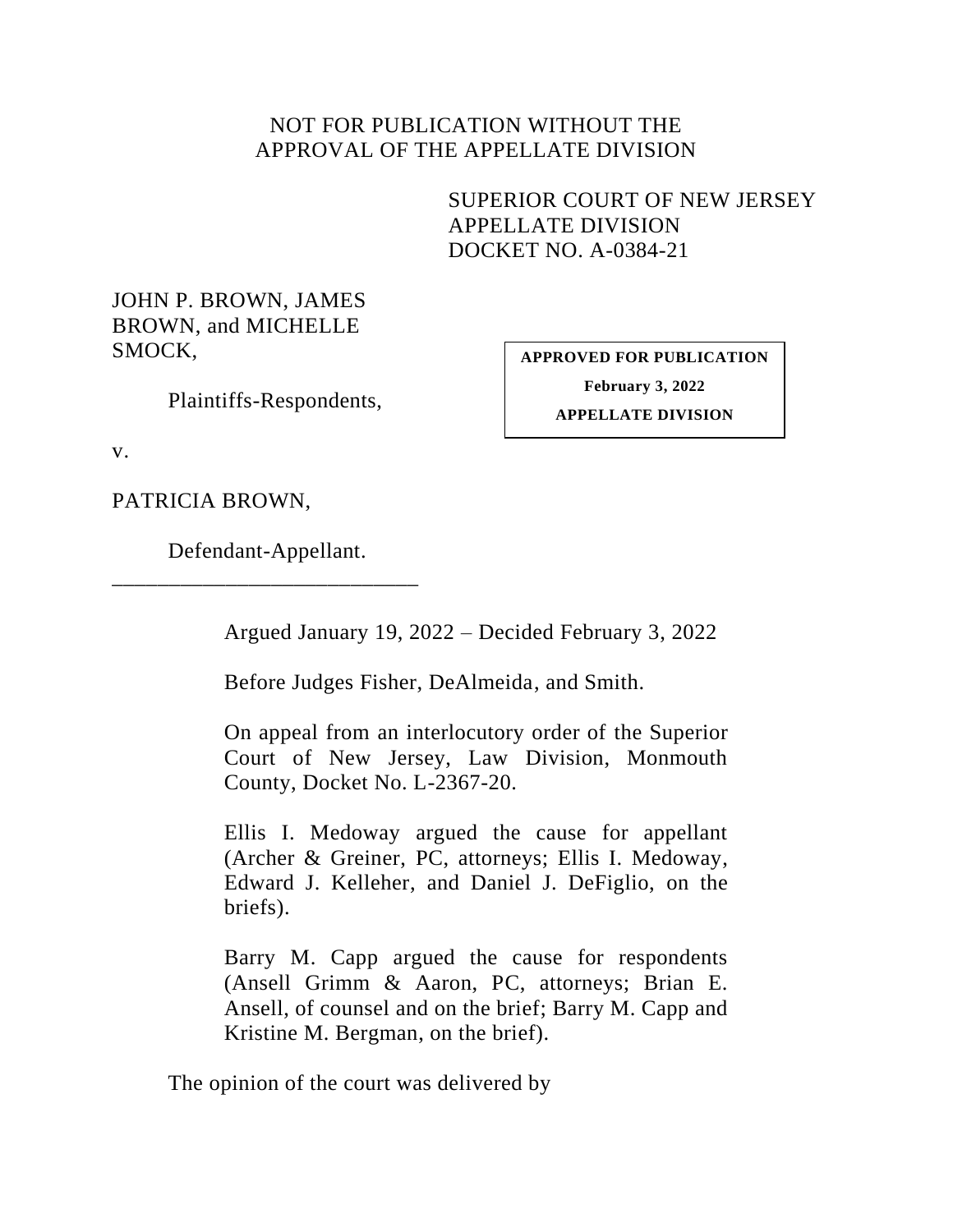NOT FOR PUBLICATION WITHOUT THE APPROVAL OF THE APPELLATE DIVISION

SUPERIOR COURT OF NEW JERSEY
APPELLATE DIVISION
DOCKET NO. A-0384-21

JOHN P. BROWN, JAMES BROWN, and MICHELLE SMOCK,

Plaintiffs-Respondents,

v.

PATRICIA BROWN,

Defendant-Appellant.

**APPROVED FOR PUBLICATION**
**February 3, 2022**
**APPELLATE DIVISION**

---

Argued January 19, 2022 – Decided February 3, 2022

Before Judges Fisher, DeAlmeida, and Smith.

On appeal from an interlocutory order of the Superior Court of New Jersey, Law Division, Monmouth County, Docket No. L-2367-20.

Ellis I. Medoway argued the cause for appellant (Archer & Greiner, PC, attorneys; Ellis I. Medoway, Edward J. Kelleher, and Daniel J. DeFiglio, on the briefs).

Barry M. Capp argued the cause for respondents (Ansell Grimm & Aaron, PC, attorneys; Brian E. Ansell, of counsel and on the brief; Barry M. Capp and Kristine M. Bergman, on the brief).

The opinion of the court was delivered by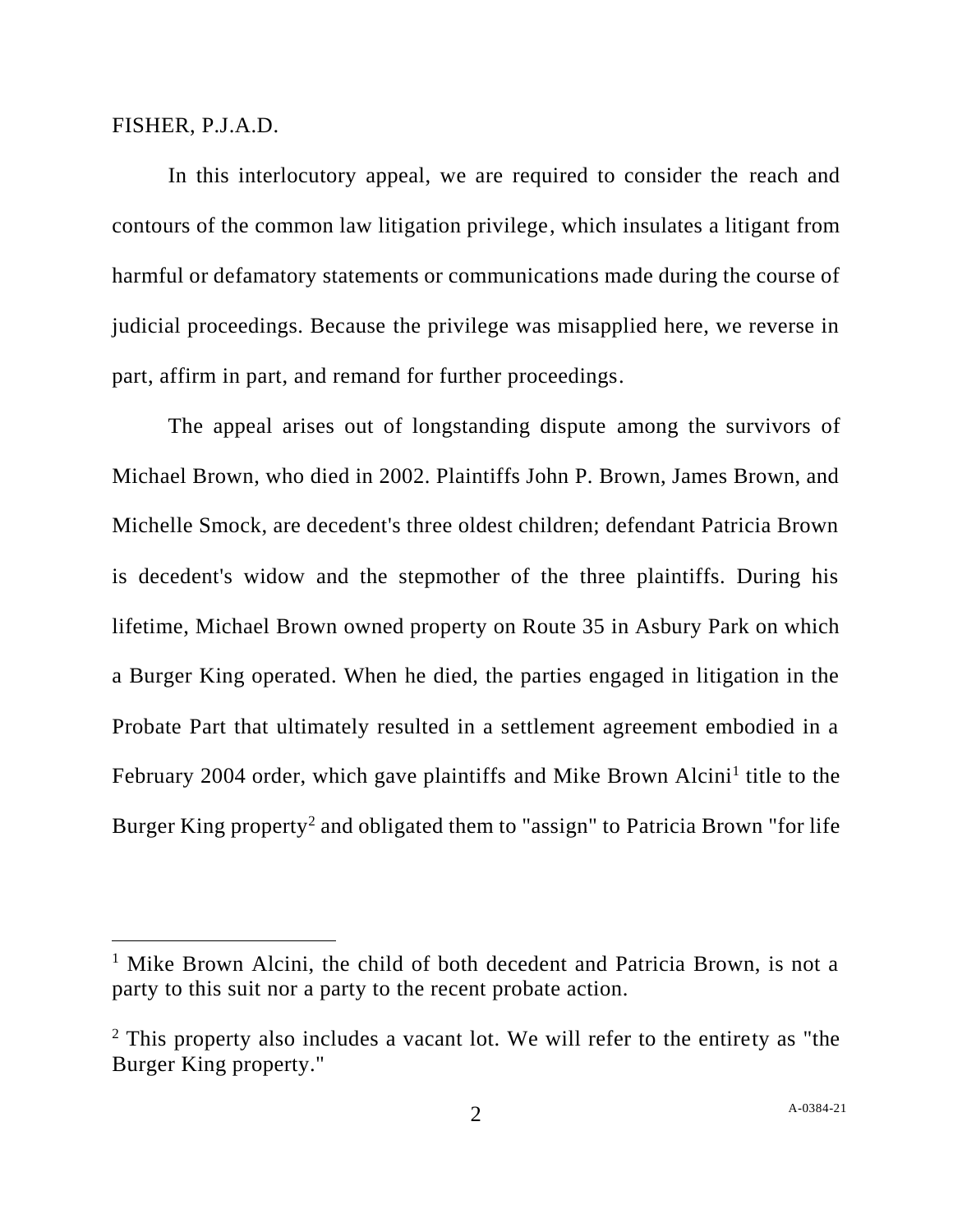FISHER, P.J.A.D.

In this interlocutory appeal, we are required to consider the reach and contours of the common law litigation privilege, which insulates a litigant from harmful or defamatory statements or communications made during the course of judicial proceedings. Because the privilege was misapplied here, we reverse in part, affirm in part, and remand for further proceedings.

The appeal arises out of longstanding dispute among the survivors of Michael Brown, who died in 2002. Plaintiffs John P. Brown, James Brown, and Michelle Smock, are decedent's three oldest children; defendant Patricia Brown is decedent's widow and the stepmother of the three plaintiffs. During his lifetime, Michael Brown owned property on Route 35 in Asbury Park on which a Burger King operated. When he died, the parties engaged in litigation in the Probate Part that ultimately resulted in a settlement agreement embodied in a February 2004 order, which gave plaintiffs and Mike Brown Alcini[1] title to the Burger King property[2] and obligated them to "assign" to Patricia Brown "for life

---

[1] Mike Brown Alcini, the child of both decedent and Patricia Brown, is not a party to this suit nor a party to the recent probate action.

[2] This property also includes a vacant lot. We will refer to the entirety as "the Burger King property."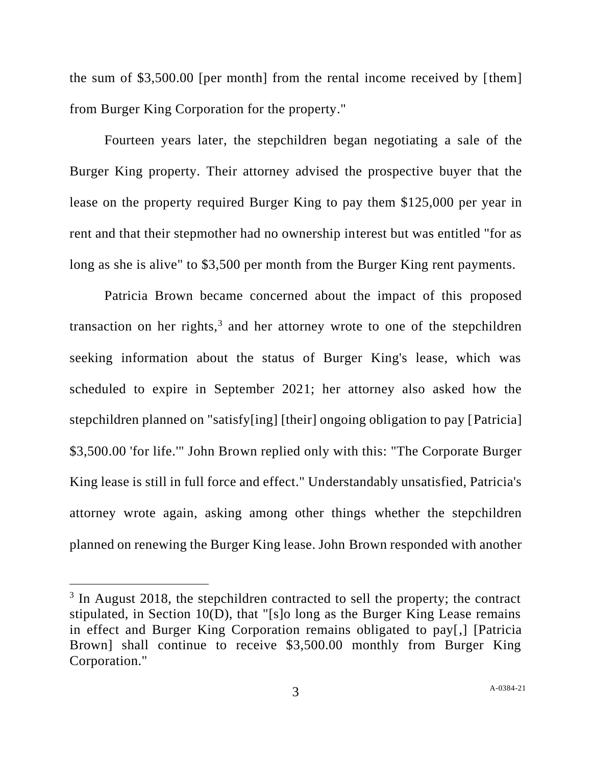the sum of $3,500.00 [per month] from the rental income received by [them] from Burger King Corporation for the property."

Fourteen years later, the stepchildren began negotiating a sale of the Burger King property. Their attorney advised the prospective buyer that the lease on the property required Burger King to pay them $125,000 per year in rent and that their stepmother had no ownership interest but was entitled "for as long as she is alive" to $3,500 per month from the Burger King rent payments.

Patricia Brown became concerned about the impact of this proposed transaction on her rights,[3] and her attorney wrote to one of the stepchildren seeking information about the status of Burger King's lease, which was scheduled to expire in September 2021; her attorney also asked how the stepchildren planned on "satisfy[ing] [their] ongoing obligation to pay [Patricia] $3,500.00 'for life.'" John Brown replied only with this: "The Corporate Burger King lease is still in full force and effect." Understandably unsatisfied, Patricia's attorney wrote again, asking among other things whether the stepchildren planned on renewing the Burger King lease. John Brown responded with another

[3] In August 2018, the stepchildren contracted to sell the property; the contract stipulated, in Section 10(D), that "[s]o long as the Burger King Lease remains in effect and Burger King Corporation remains obligated to pay[,] [Patricia Brown] shall continue to receive $3,500.00 monthly from Burger King Corporation."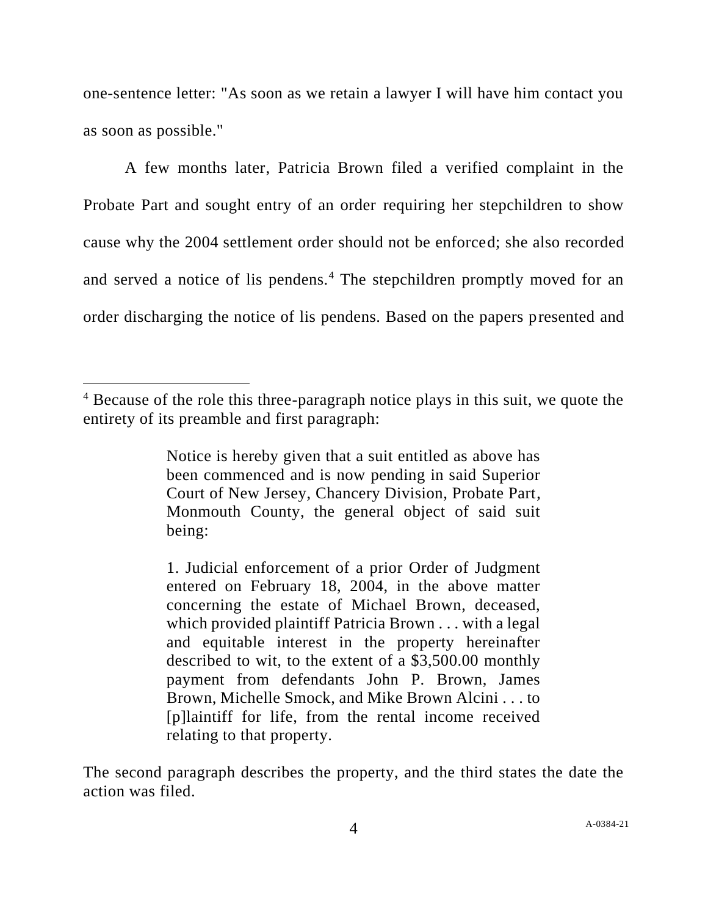one-sentence letter: "As soon as we retain a lawyer I will have him contact you as soon as possible."

A few months later, Patricia Brown filed a verified complaint in the Probate Part and sought entry of an order requiring her stepchildren to show cause why the 2004 settlement order should not be enforced; she also recorded and served a notice of lis pendens.[4] The stepchildren promptly moved for an order discharging the notice of lis pendens. Based on the papers presented and

---

[4] Because of the role this three-paragraph notice plays in this suit, we quote the entirety of its preamble and first paragraph:

> Notice is hereby given that a suit entitled as above has been commenced and is now pending in said Superior Court of New Jersey, Chancery Division, Probate Part, Monmouth County, the general object of said suit being:
>
> 1. Judicial enforcement of a prior Order of Judgment entered on February 18, 2004, in the above matter concerning the estate of Michael Brown, deceased, which provided plaintiff Patricia Brown . . . with a legal and equitable interest in the property hereinafter described to wit, to the extent of a $3,500.00 monthly payment from defendants John P. Brown, James Brown, Michelle Smock, and Mike Brown Alcini . . . to [p]laintiff for life, from the rental income received relating to that property.

The second paragraph describes the property, and the third states the date the action was filed.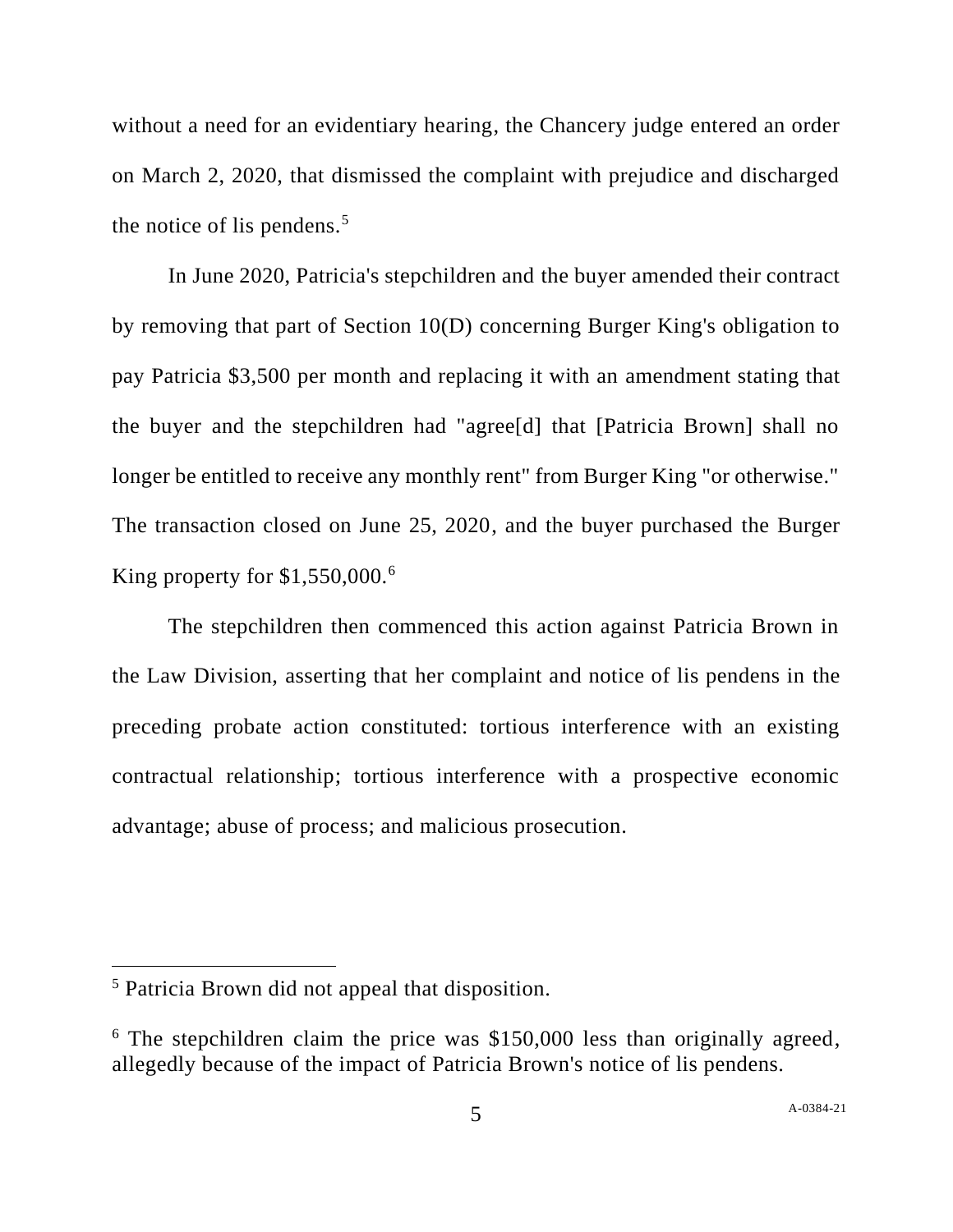without a need for an evidentiary hearing, the Chancery judge entered an order on March 2, 2020, that dismissed the complaint with prejudice and discharged the notice of lis pendens.[5]

In June 2020, Patricia's stepchildren and the buyer amended their contract by removing that part of Section 10(D) concerning Burger King's obligation to pay Patricia $3,500 per month and replacing it with an amendment stating that the buyer and the stepchildren had "agree[d] that [Patricia Brown] shall no longer be entitled to receive any monthly rent" from Burger King "or otherwise." The transaction closed on June 25, 2020, and the buyer purchased the Burger King property for $1,550,000.[6]

The stepchildren then commenced this action against Patricia Brown in the Law Division, asserting that her complaint and notice of lis pendens in the preceding probate action constituted: tortious interference with an existing contractual relationship; tortious interference with a prospective economic advantage; abuse of process; and malicious prosecution.

---

[5] Patricia Brown did not appeal that disposition.

[6] The stepchildren claim the price was $150,000 less than originally agreed, allegedly because of the impact of Patricia Brown's notice of lis pendens.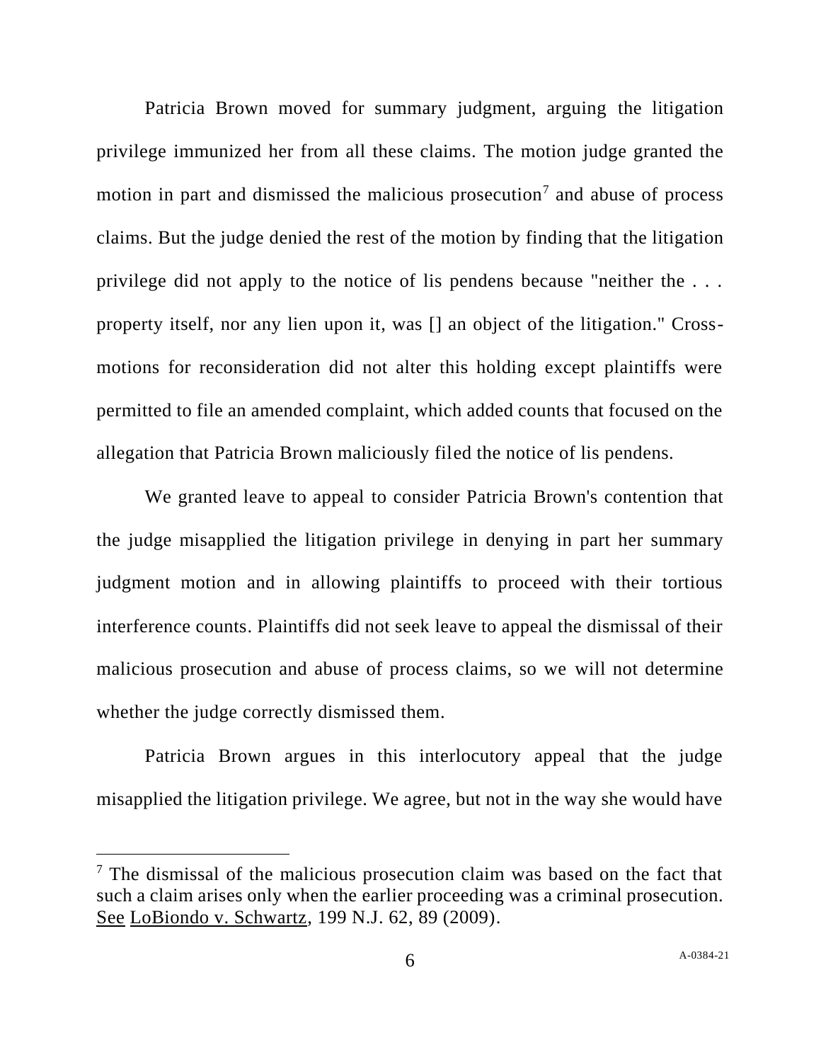Patricia Brown moved for summary judgment, arguing the litigation privilege immunized her from all these claims. The motion judge granted the motion in part and dismissed the malicious prosecution[7] and abuse of process claims. But the judge denied the rest of the motion by finding that the litigation privilege did not apply to the notice of lis pendens because "neither the . . . property itself, nor any lien upon it, was [] an object of the litigation." Cross-motions for reconsideration did not alter this holding except plaintiffs were permitted to file an amended complaint, which added counts that focused on the allegation that Patricia Brown maliciously filed the notice of lis pendens.

We granted leave to appeal to consider Patricia Brown's contention that the judge misapplied the litigation privilege in denying in part her summary judgment motion and in allowing plaintiffs to proceed with their tortious interference counts. Plaintiffs did not seek leave to appeal the dismissal of their malicious prosecution and abuse of process claims, so we will not determine whether the judge correctly dismissed them.

Patricia Brown argues in this interlocutory appeal that the judge misapplied the litigation privilege. We agree, but not in the way she would have

---

[7] The dismissal of the malicious prosecution claim was based on the fact that such a claim arises only when the earlier proceeding was a criminal prosecution. See LoBiondo v. Schwartz, 199 N.J. 62, 89 (2009).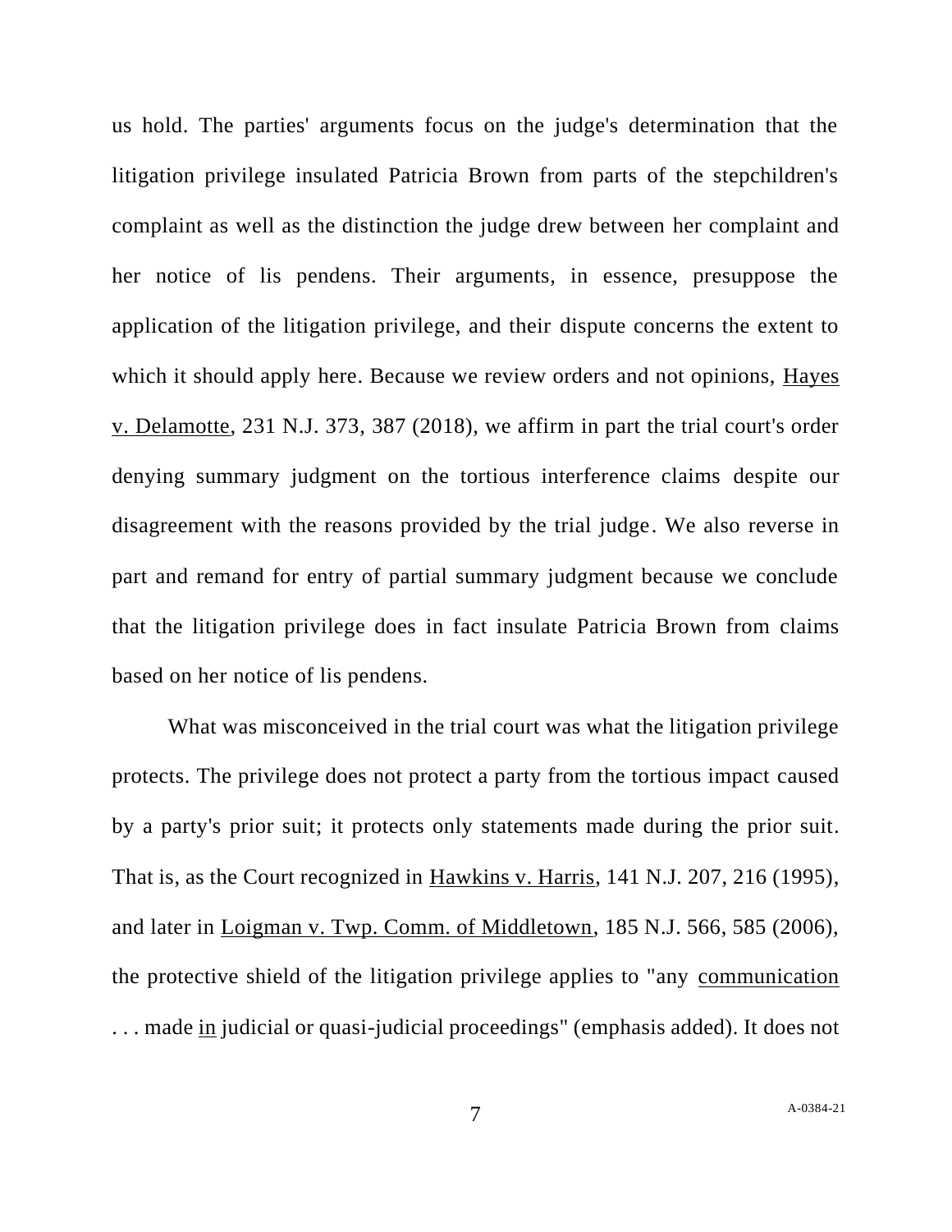us hold. The parties' arguments focus on the judge's determination that the litigation privilege insulated Patricia Brown from parts of the stepchildren's complaint as well as the distinction the judge drew between her complaint and her notice of lis pendens. Their arguments, in essence, presuppose the application of the litigation privilege, and their dispute concerns the extent to which it should apply here. Because we review orders and not opinions, Hayes v. Delamotte, 231 N.J. 373, 387 (2018), we affirm in part the trial court's order denying summary judgment on the tortious interference claims despite our disagreement with the reasons provided by the trial judge. We also reverse in part and remand for entry of partial summary judgment because we conclude that the litigation privilege does in fact insulate Patricia Brown from claims based on her notice of lis pendens.

What was misconceived in the trial court was what the litigation privilege protects. The privilege does not protect a party from the tortious impact caused by a party's prior suit; it protects only statements made during the prior suit. That is, as the Court recognized in Hawkins v. Harris, 141 N.J. 207, 216 (1995), and later in Loigman v. Twp. Comm. of Middletown, 185 N.J. 566, 585 (2006), the protective shield of the litigation privilege applies to "any communication . . . made in judicial or quasi-judicial proceedings" (emphasis added). It does not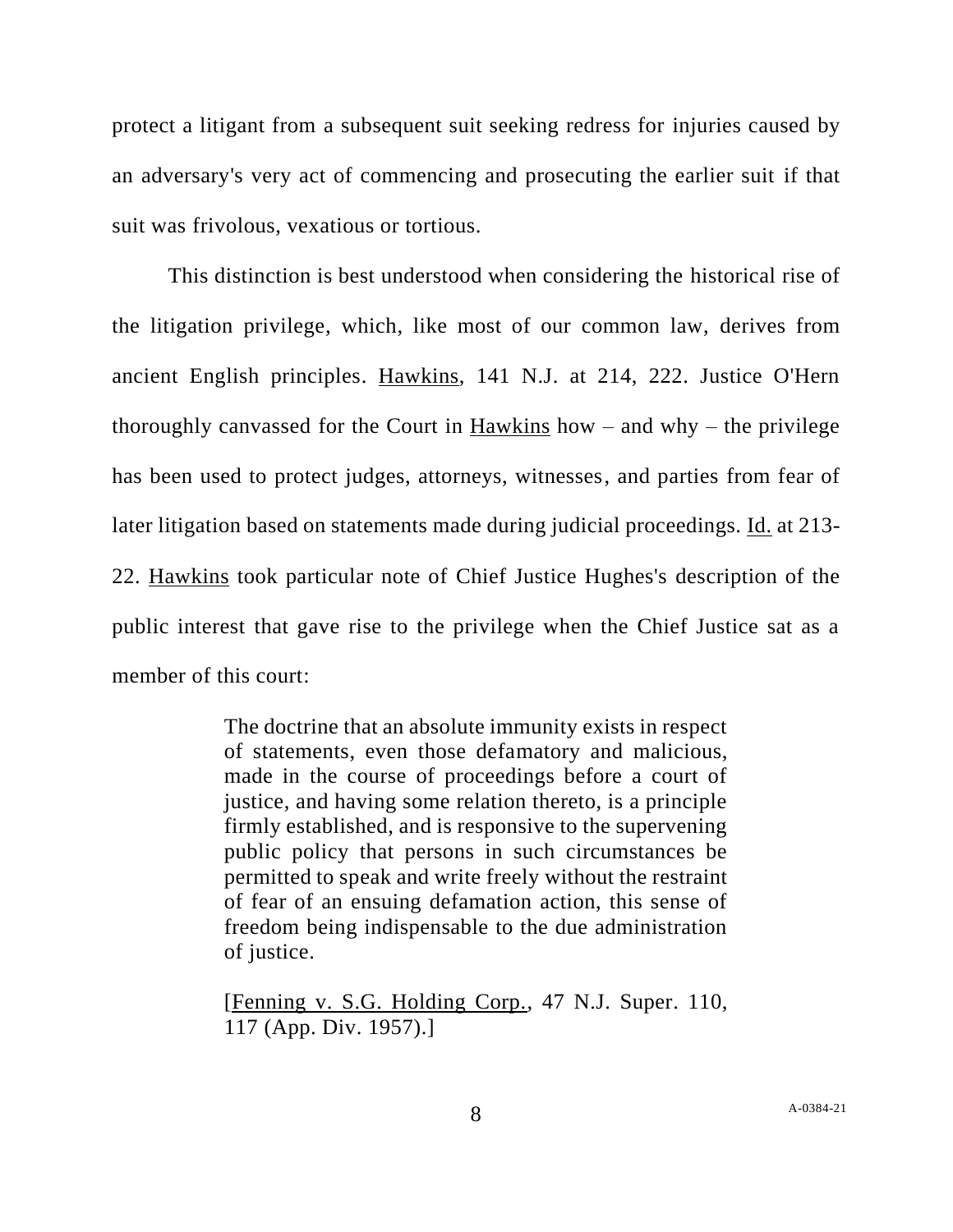protect a litigant from a subsequent suit seeking redress for injuries caused by an adversary's very act of commencing and prosecuting the earlier suit if that suit was frivolous, vexatious or tortious.

This distinction is best understood when considering the historical rise of the litigation privilege, which, like most of our common law, derives from ancient English principles. Hawkins, 141 N.J. at 214, 222. Justice O'Hern thoroughly canvassed for the Court in Hawkins how – and why – the privilege has been used to protect judges, attorneys, witnesses, and parties from fear of later litigation based on statements made during judicial proceedings. Id. at 213-22. Hawkins took particular note of Chief Justice Hughes's description of the public interest that gave rise to the privilege when the Chief Justice sat as a member of this court:

> The doctrine that an absolute immunity exists in respect of statements, even those defamatory and malicious, made in the course of proceedings before a court of justice, and having some relation thereto, is a principle firmly established, and is responsive to the supervening public policy that persons in such circumstances be permitted to speak and write freely without the restraint of fear of an ensuing defamation action, this sense of freedom being indispensable to the due administration of justice.
>
> [Fenning v. S.G. Holding Corp., 47 N.J. Super. 110, 117 (App. Div. 1957).]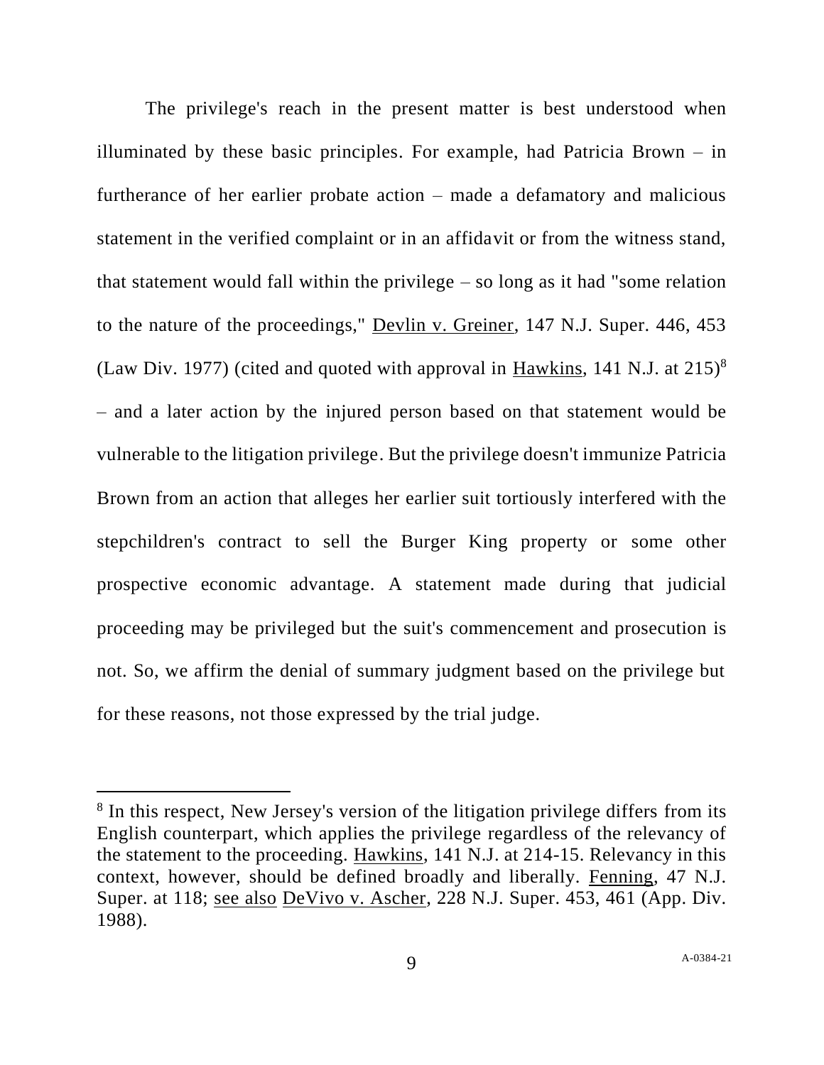The privilege's reach in the present matter is best understood when illuminated by these basic principles. For example, had Patricia Brown – in furtherance of her earlier probate action – made a defamatory and malicious statement in the verified complaint or in an affidavit or from the witness stand, that statement would fall within the privilege – so long as it had "some relation to the nature of the proceedings," Devlin v. Greiner, 147 N.J. Super. 446, 453 (Law Div. 1977) (cited and quoted with approval in Hawkins, 141 N.J. at 215)[8] – and a later action by the injured person based on that statement would be vulnerable to the litigation privilege. But the privilege doesn't immunize Patricia Brown from an action that alleges her earlier suit tortiously interfered with the stepchildren's contract to sell the Burger King property or some other prospective economic advantage. A statement made during that judicial proceeding may be privileged but the suit's commencement and prosecution is not. So, we affirm the denial of summary judgment based on the privilege but for these reasons, not those expressed by the trial judge.

---

[8] In this respect, New Jersey's version of the litigation privilege differs from its English counterpart, which applies the privilege regardless of the relevancy of the statement to the proceeding. Hawkins, 141 N.J. at 214-15. Relevancy in this context, however, should be defined broadly and liberally. Fenning, 47 N.J. Super. at 118; see also DeVivo v. Ascher, 228 N.J. Super. 453, 461 (App. Div. 1988).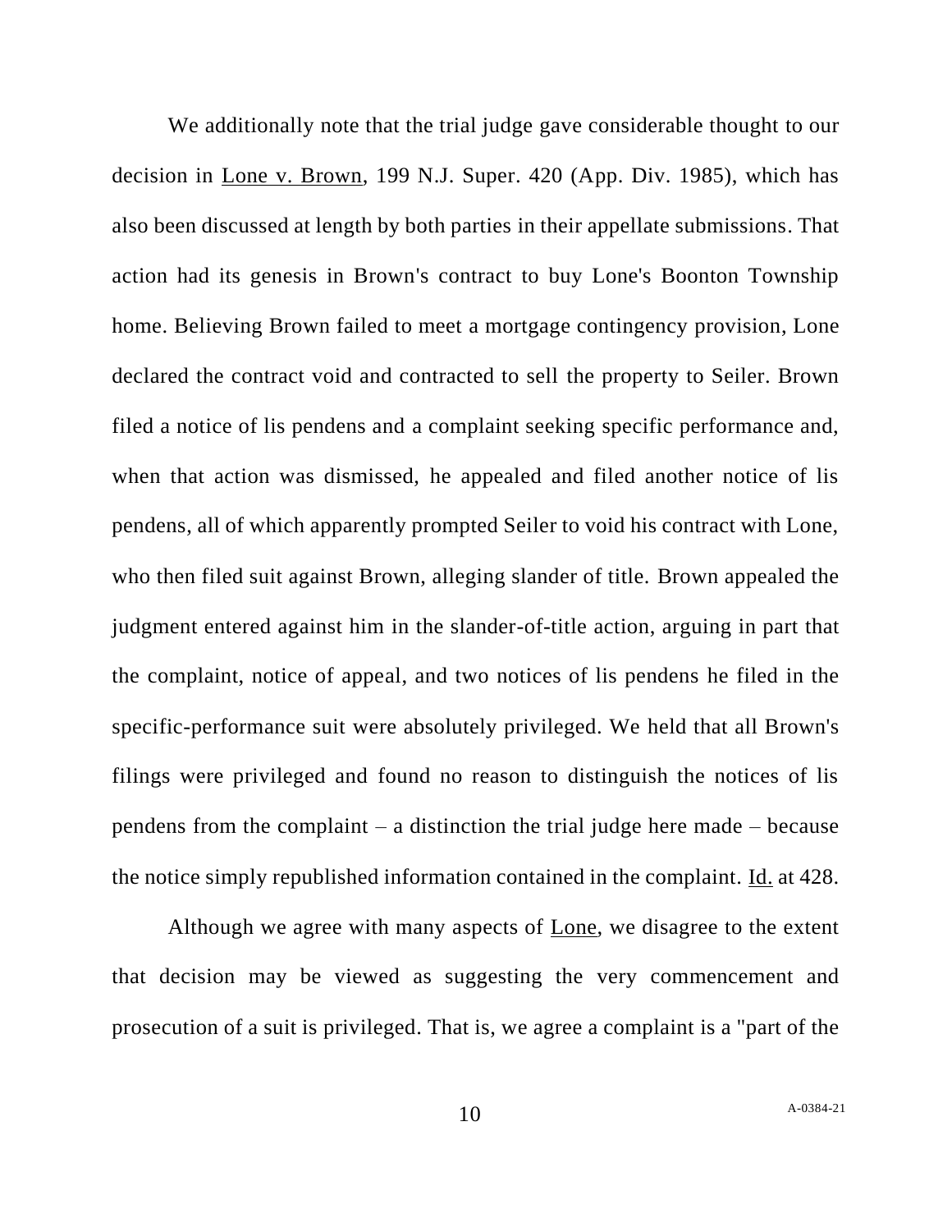We additionally note that the trial judge gave considerable thought to our decision in Lone v. Brown, 199 N.J. Super. 420 (App. Div. 1985), which has also been discussed at length by both parties in their appellate submissions. That action had its genesis in Brown's contract to buy Lone's Boonton Township home. Believing Brown failed to meet a mortgage contingency provision, Lone declared the contract void and contracted to sell the property to Seiler. Brown filed a notice of lis pendens and a complaint seeking specific performance and, when that action was dismissed, he appealed and filed another notice of lis pendens, all of which apparently prompted Seiler to void his contract with Lone, who then filed suit against Brown, alleging slander of title. Brown appealed the judgment entered against him in the slander-of-title action, arguing in part that the complaint, notice of appeal, and two notices of lis pendens he filed in the specific-performance suit were absolutely privileged. We held that all Brown's filings were privileged and found no reason to distinguish the notices of lis pendens from the complaint – a distinction the trial judge here made – because the notice simply republished information contained in the complaint. Id. at 428.

Although we agree with many aspects of Lone, we disagree to the extent that decision may be viewed as suggesting the very commencement and prosecution of a suit is privileged. That is, we agree a complaint is a "part of the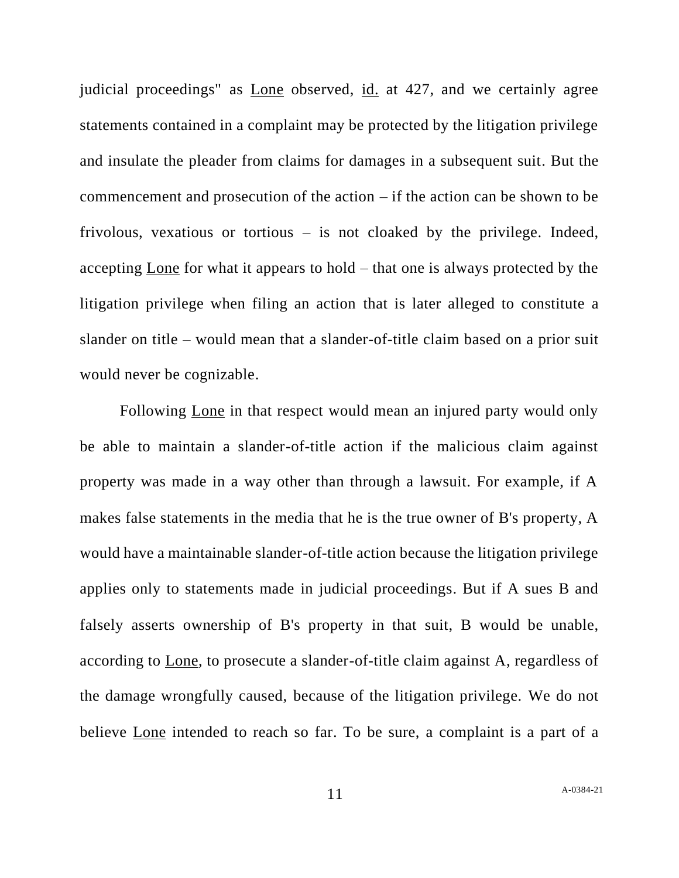judicial proceedings" as Lone observed, id. at 427, and we certainly agree statements contained in a complaint may be protected by the litigation privilege and insulate the pleader from claims for damages in a subsequent suit. But the commencement and prosecution of the action – if the action can be shown to be frivolous, vexatious or tortious – is not cloaked by the privilege. Indeed, accepting Lone for what it appears to hold – that one is always protected by the litigation privilege when filing an action that is later alleged to constitute a slander on title – would mean that a slander-of-title claim based on a prior suit would never be cognizable.

Following Lone in that respect would mean an injured party would only be able to maintain a slander-of-title action if the malicious claim against property was made in a way other than through a lawsuit. For example, if A makes false statements in the media that he is the true owner of B's property, A would have a maintainable slander-of-title action because the litigation privilege applies only to statements made in judicial proceedings. But if A sues B and falsely asserts ownership of B's property in that suit, B would be unable, according to Lone, to prosecute a slander-of-title claim against A, regardless of the damage wrongfully caused, because of the litigation privilege. We do not believe Lone intended to reach so far. To be sure, a complaint is a part of a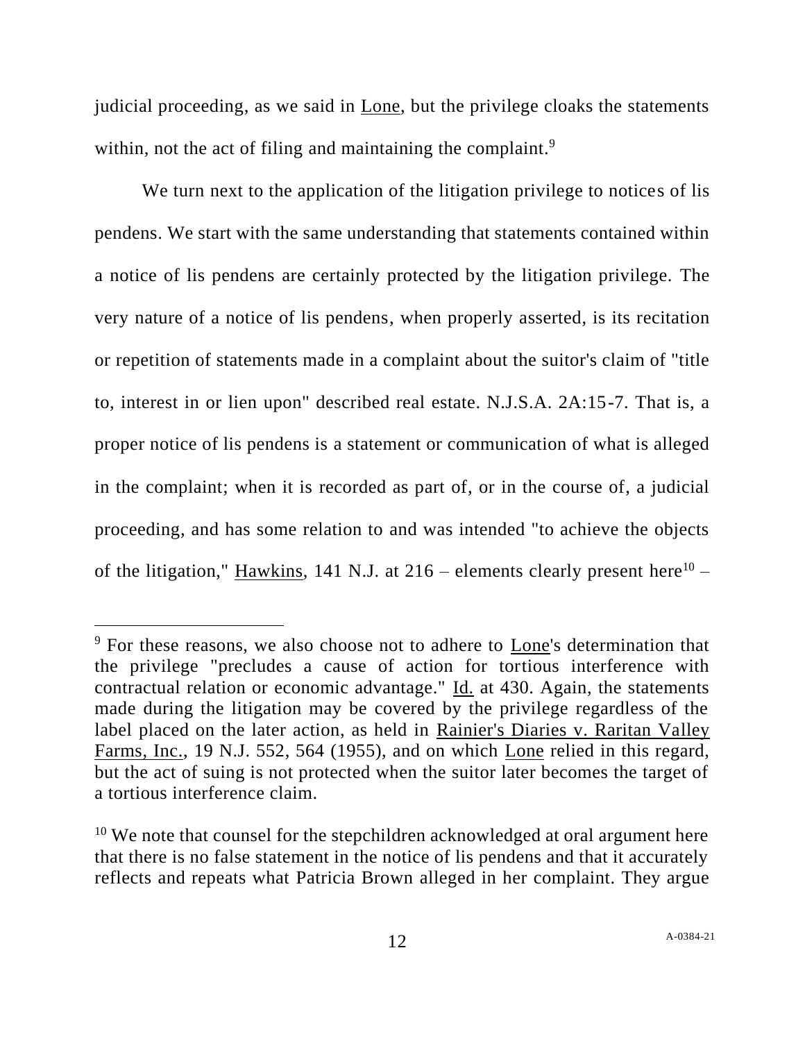judicial proceeding, as we said in Lone, but the privilege cloaks the statements within, not the act of filing and maintaining the complaint.[9]

We turn next to the application of the litigation privilege to notices of lis pendens. We start with the same understanding that statements contained within a notice of lis pendens are certainly protected by the litigation privilege. The very nature of a notice of lis pendens, when properly asserted, is its recitation or repetition of statements made in a complaint about the suitor's claim of "title to, interest in or lien upon" described real estate. N.J.S.A. 2A:15-7. That is, a proper notice of lis pendens is a statement or communication of what is alleged in the complaint; when it is recorded as part of, or in the course of, a judicial proceeding, and has some relation to and was intended "to achieve the objects of the litigation," Hawkins, 141 N.J. at 216 – elements clearly present here[10] –

---

[9] For these reasons, we also choose not to adhere to Lone's determination that the privilege "precludes a cause of action for tortious interference with contractual relation or economic advantage." Id. at 430. Again, the statements made during the litigation may be covered by the privilege regardless of the label placed on the later action, as held in Rainier's Diaries v. Raritan Valley Farms, Inc., 19 N.J. 552, 564 (1955), and on which Lone relied in this regard, but the act of suing is not protected when the suitor later becomes the target of a tortious interference claim.

[10] We note that counsel for the stepchildren acknowledged at oral argument here that there is no false statement in the notice of lis pendens and that it accurately reflects and repeats what Patricia Brown alleged in her complaint. They argue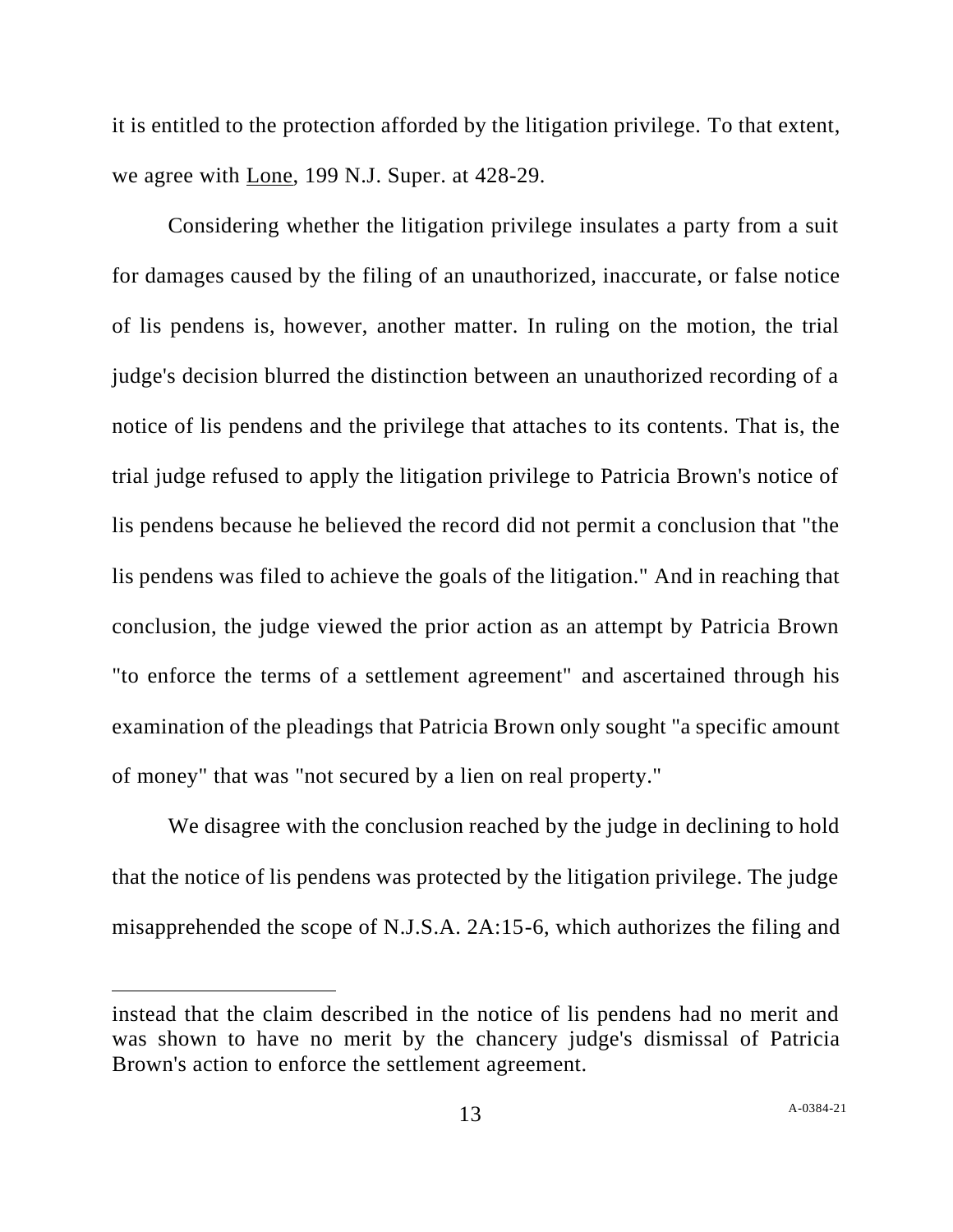it is entitled to the protection afforded by the litigation privilege. To that extent, we agree with Lone, 199 N.J. Super. at 428-29.

Considering whether the litigation privilege insulates a party from a suit for damages caused by the filing of an unauthorized, inaccurate, or false notice of lis pendens is, however, another matter. In ruling on the motion, the trial judge's decision blurred the distinction between an unauthorized recording of a notice of lis pendens and the privilege that attaches to its contents. That is, the trial judge refused to apply the litigation privilege to Patricia Brown's notice of lis pendens because he believed the record did not permit a conclusion that "the lis pendens was filed to achieve the goals of the litigation." And in reaching that conclusion, the judge viewed the prior action as an attempt by Patricia Brown "to enforce the terms of a settlement agreement" and ascertained through his examination of the pleadings that Patricia Brown only sought "a specific amount of money" that was "not secured by a lien on real property."

We disagree with the conclusion reached by the judge in declining to hold that the notice of lis pendens was protected by the litigation privilege. The judge misapprehended the scope of N.J.S.A. 2A:15-6, which authorizes the filing and

---

instead that the claim described in the notice of lis pendens had no merit and was shown to have no merit by the chancery judge's dismissal of Patricia Brown's action to enforce the settlement agreement.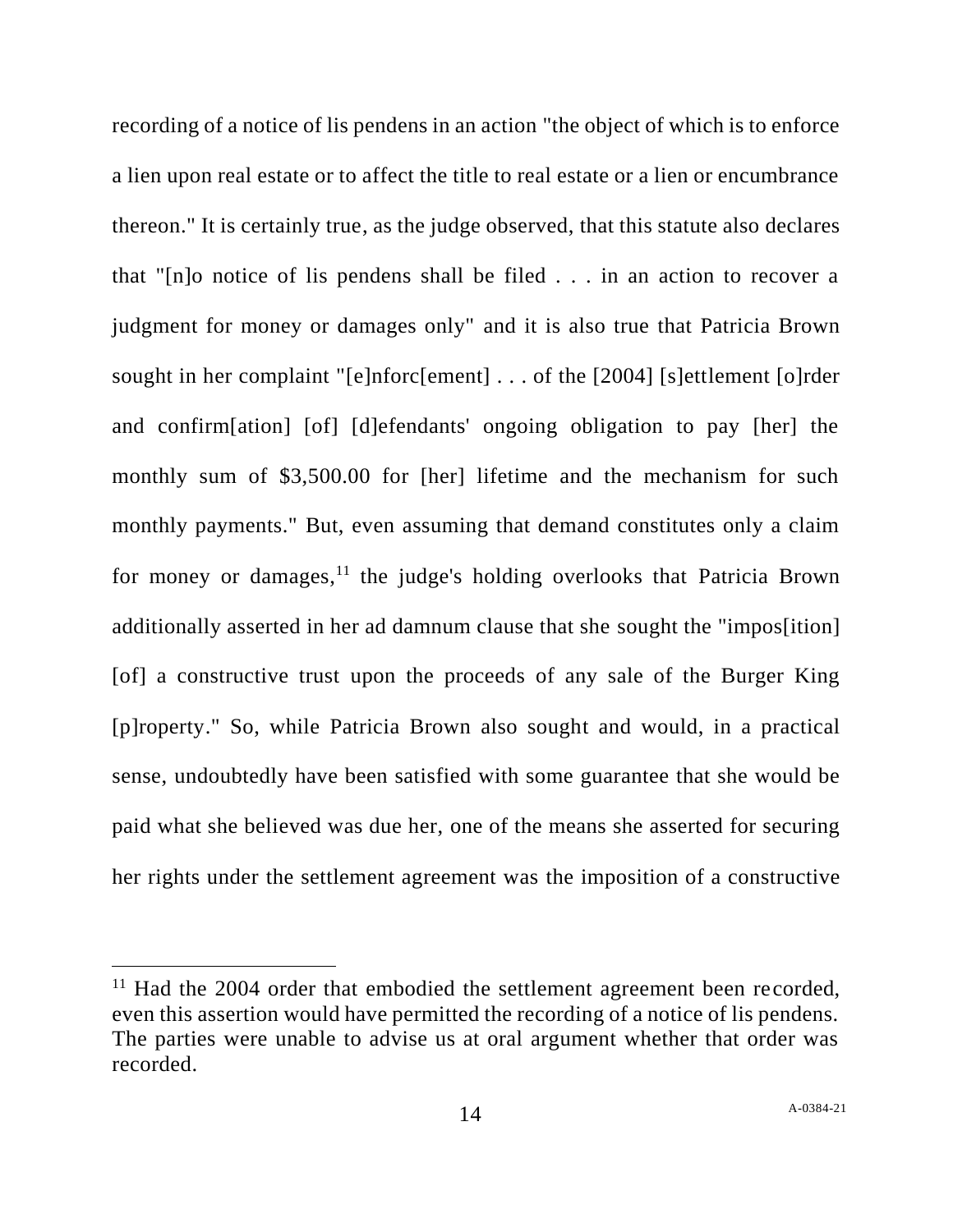recording of a notice of lis pendens in an action "the object of which is to enforce a lien upon real estate or to affect the title to real estate or a lien or encumbrance thereon." It is certainly true, as the judge observed, that this statute also declares that "[n]o notice of lis pendens shall be filed . . . in an action to recover a judgment for money or damages only" and it is also true that Patricia Brown sought in her complaint "[e]nforc[ement] . . . of the [2004] [s]ettlement [o]rder and confirm[ation] [of] [d]efendants' ongoing obligation to pay [her] the monthly sum of $3,500.00 for [her] lifetime and the mechanism for such monthly payments." But, even assuming that demand constitutes only a claim for money or damages,[11] the judge's holding overlooks that Patricia Brown additionally asserted in her ad damnum clause that she sought the "impos[ition] [of] a constructive trust upon the proceeds of any sale of the Burger King [p]roperty." So, while Patricia Brown also sought and would, in a practical sense, undoubtedly have been satisfied with some guarantee that she would be paid what she believed was due her, one of the means she asserted for securing her rights under the settlement agreement was the imposition of a constructive

[11] Had the 2004 order that embodied the settlement agreement been recorded, even this assertion would have permitted the recording of a notice of lis pendens. The parties were unable to advise us at oral argument whether that order was recorded.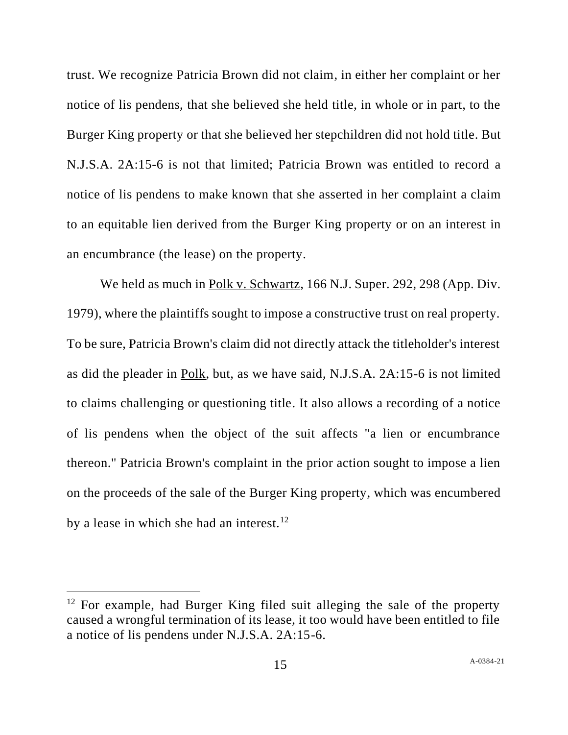trust. We recognize Patricia Brown did not claim, in either her complaint or her notice of lis pendens, that she believed she held title, in whole or in part, to the Burger King property or that she believed her stepchildren did not hold title. But N.J.S.A. 2A:15-6 is not that limited; Patricia Brown was entitled to record a notice of lis pendens to make known that she asserted in her complaint a claim to an equitable lien derived from the Burger King property or on an interest in an encumbrance (the lease) on the property.

We held as much in Polk v. Schwartz, 166 N.J. Super. 292, 298 (App. Div. 1979), where the plaintiffs sought to impose a constructive trust on real property. To be sure, Patricia Brown's claim did not directly attack the titleholder's interest as did the pleader in Polk, but, as we have said, N.J.S.A. 2A:15-6 is not limited to claims challenging or questioning title. It also allows a recording of a notice of lis pendens when the object of the suit affects "a lien or encumbrance thereon." Patricia Brown's complaint in the prior action sought to impose a lien on the proceeds of the sale of the Burger King property, which was encumbered by a lease in which she had an interest.[12]

---

[12] For example, had Burger King filed suit alleging the sale of the property caused a wrongful termination of its lease, it too would have been entitled to file a notice of lis pendens under N.J.S.A. 2A:15-6.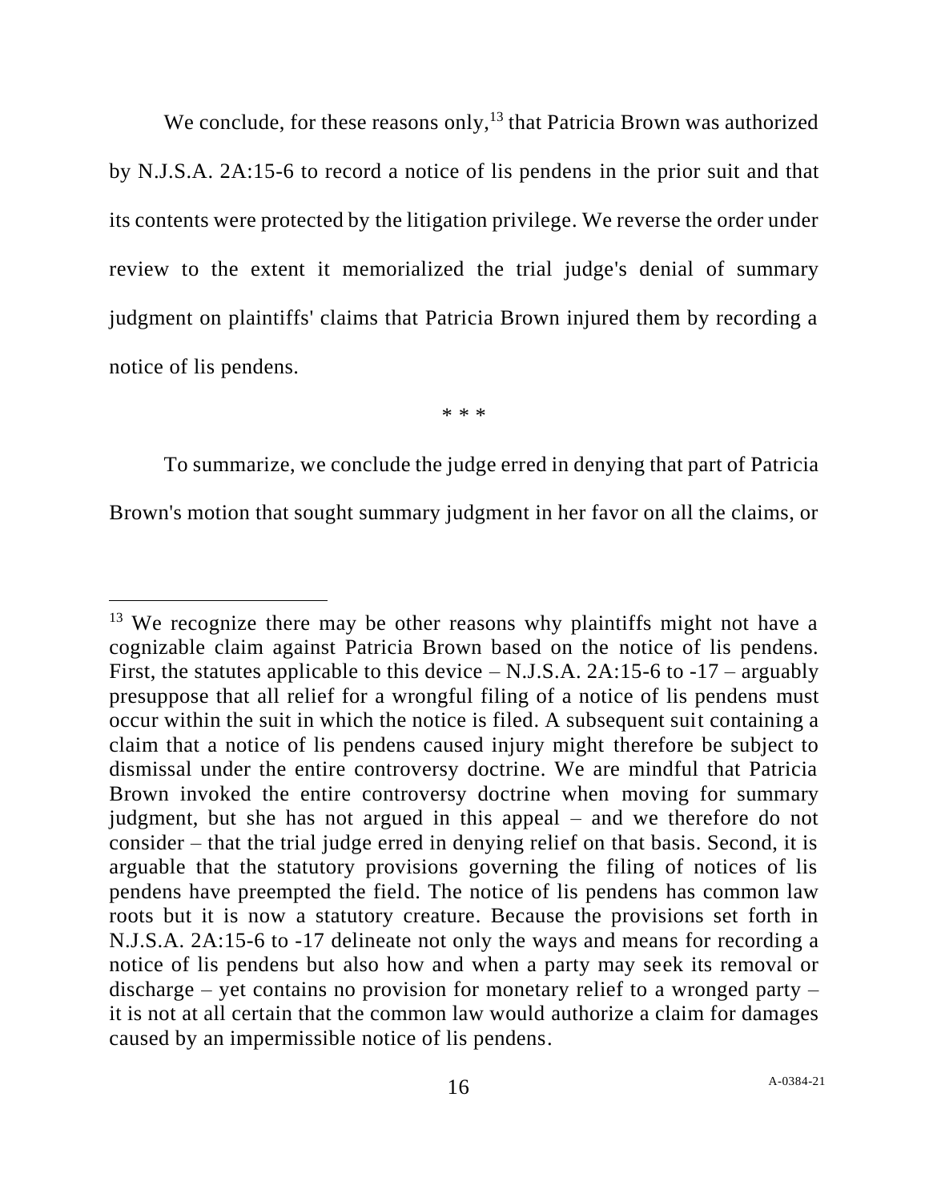We conclude, for these reasons only,[13] that Patricia Brown was authorized by N.J.S.A. 2A:15-6 to record a notice of lis pendens in the prior suit and that its contents were protected by the litigation privilege. We reverse the order under review to the extent it memorialized the trial judge's denial of summary judgment on plaintiffs' claims that Patricia Brown injured them by recording a notice of lis pendens.

\* \* \*

To summarize, we conclude the judge erred in denying that part of Patricia Brown's motion that sought summary judgment in her favor on all the claims, or

---

[13] We recognize there may be other reasons why plaintiffs might not have a cognizable claim against Patricia Brown based on the notice of lis pendens. First, the statutes applicable to this device – N.J.S.A. 2A:15-6 to -17 – arguably presuppose that all relief for a wrongful filing of a notice of lis pendens must occur within the suit in which the notice is filed. A subsequent suit containing a claim that a notice of lis pendens caused injury might therefore be subject to dismissal under the entire controversy doctrine. We are mindful that Patricia Brown invoked the entire controversy doctrine when moving for summary judgment, but she has not argued in this appeal – and we therefore do not consider – that the trial judge erred in denying relief on that basis. Second, it is arguable that the statutory provisions governing the filing of notices of lis pendens have preempted the field. The notice of lis pendens has common law roots but it is now a statutory creature. Because the provisions set forth in N.J.S.A. 2A:15-6 to -17 delineate not only the ways and means for recording a notice of lis pendens but also how and when a party may seek its removal or discharge – yet contains no provision for monetary relief to a wronged party – it is not at all certain that the common law would authorize a claim for damages caused by an impermissible notice of lis pendens.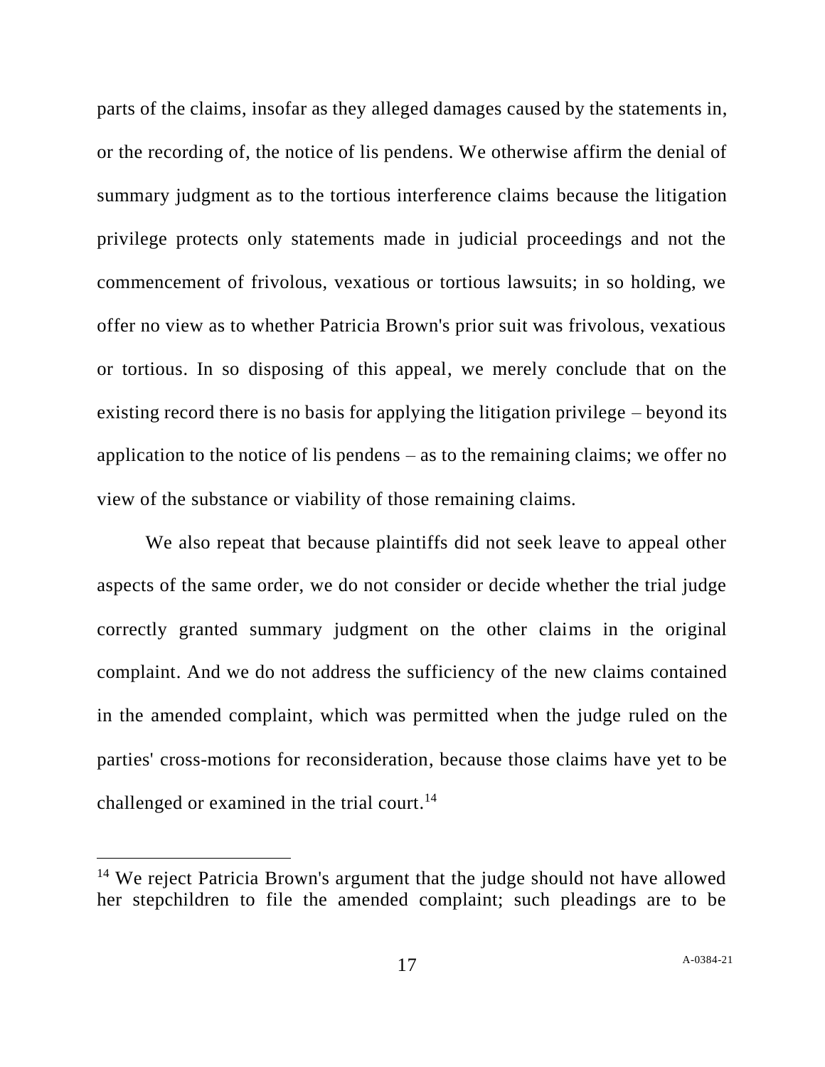parts of the claims, insofar as they alleged damages caused by the statements in, or the recording of, the notice of lis pendens. We otherwise affirm the denial of summary judgment as to the tortious interference claims because the litigation privilege protects only statements made in judicial proceedings and not the commencement of frivolous, vexatious or tortious lawsuits; in so holding, we offer no view as to whether Patricia Brown's prior suit was frivolous, vexatious or tortious. In so disposing of this appeal, we merely conclude that on the existing record there is no basis for applying the litigation privilege – beyond its application to the notice of lis pendens – as to the remaining claims; we offer no view of the substance or viability of those remaining claims.

We also repeat that because plaintiffs did not seek leave to appeal other aspects of the same order, we do not consider or decide whether the trial judge correctly granted summary judgment on the other claims in the original complaint. And we do not address the sufficiency of the new claims contained in the amended complaint, which was permitted when the judge ruled on the parties' cross-motions for reconsideration, because those claims have yet to be challenged or examined in the trial court.[14]

---

[14] We reject Patricia Brown's argument that the judge should not have allowed her stepchildren to file the amended complaint; such pleadings are to be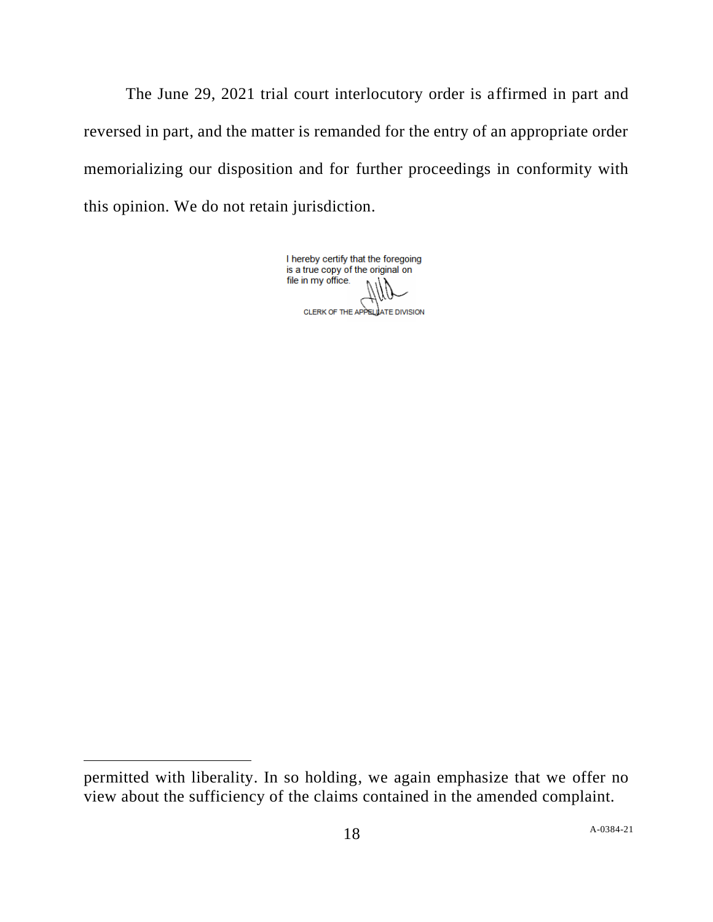The June 29, 2021 trial court interlocutory order is affirmed in part and reversed in part, and the matter is remanded for the entry of an appropriate order memorializing our disposition and for further proceedings in conformity with this opinion. We do not retain jurisdiction.

I hereby certify that the foregoing is a true copy of the original on file in my office.

CLERK OF THE APPELLATE DIVISION

---

permitted with liberality. In so holding, we again emphasize that we offer no view about the sufficiency of the claims contained in the amended complaint.